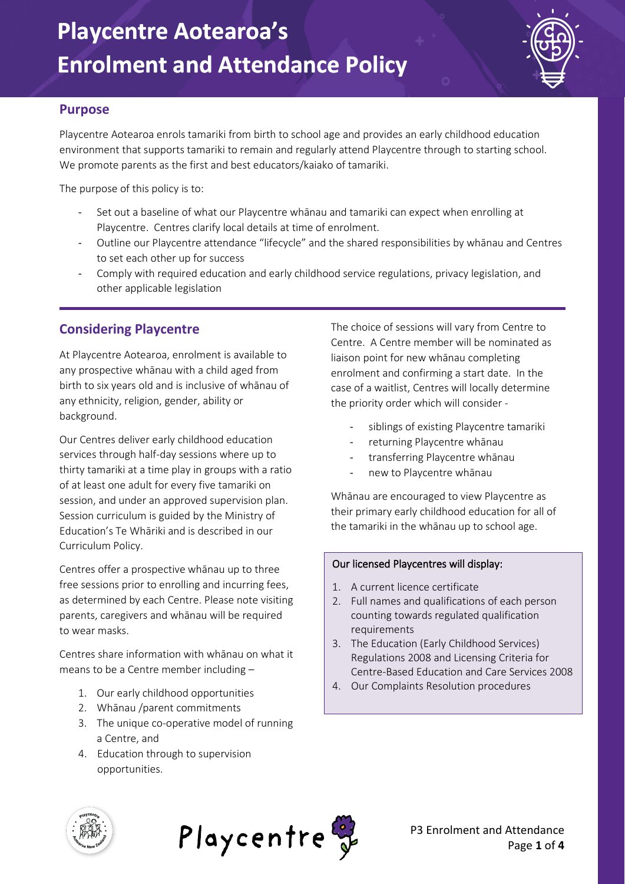# Playcentre Aotearoa's Enrolment and Attendance Policy

## Purpose

Playcentre Aotearoa enrols tamariki from birth to school age and provides an early childhood education environment that supports tamariki to remain and regularly attend Playcentre through to starting school. We promote parents as the first and best educators/kaiako of tamariki.

The purpose of this policy is to:

- Set out a baseline of what our Playcentre whānau and tamariki can expect when enrolling at Playcentre. Centres clarify local details at time of enrolment.
- Outline our Playcentre attendance "lifecycle" and the shared responsibilities by whānau and Centres to set each other up for success
- Comply with required education and early childhood service regulations, privacy legislation, and other applicable legislation

## Considering Playcentre

At Playcentre Aotearoa, enrolment is available to any prospective whānau with a child aged from birth to six years old and is inclusive of whānau of any ethnicity, religion, gender, ability or background.

Our Centres deliver early childhood education services through half-day sessions where up to thirty tamariki at a time play in groups with a ratio of at least one adult for every five tamariki on session, and under an approved supervision plan. Session curriculum is guided by the Ministry of Education's Te Whāriki and is described in our Curriculum Policy.

Centres offer a prospective whānau up to three free sessions prior to enrolling and incurring fees, as determined by each Centre. Please note visiting parents, caregivers and whānau will be required to wear masks.

Centres share information with whānau on what it means to be a Centre member including –

1. Our early childhood opportunities
2. Whānau /parent commitments
3. The unique co-operative model of running a Centre, and
4. Education through to supervision opportunities.

The choice of sessions will vary from Centre to Centre. A Centre member will be nominated as liaison point for new whānau completing enrolment and confirming a start date. In the case of a waitlist, Centres will locally determine the priority order which will consider -

- siblings of existing Playcentre tamariki
- returning Playcentre whānau
- transferring Playcentre whānau
- new to Playcentre whānau

Whānau are encouraged to view Playcentre as their primary early childhood education for all of the tamariki in the whānau up to school age.

**Our licensed Playcentres will display:**

1. A current licence certificate
2. Full names and qualifications of each person counting towards regulated qualification requirements
3. The Education (Early Childhood Services) Regulations 2008 and Licensing Criteria for Centre-Based Education and Care Services 2008
4. Our Complaints Resolution procedures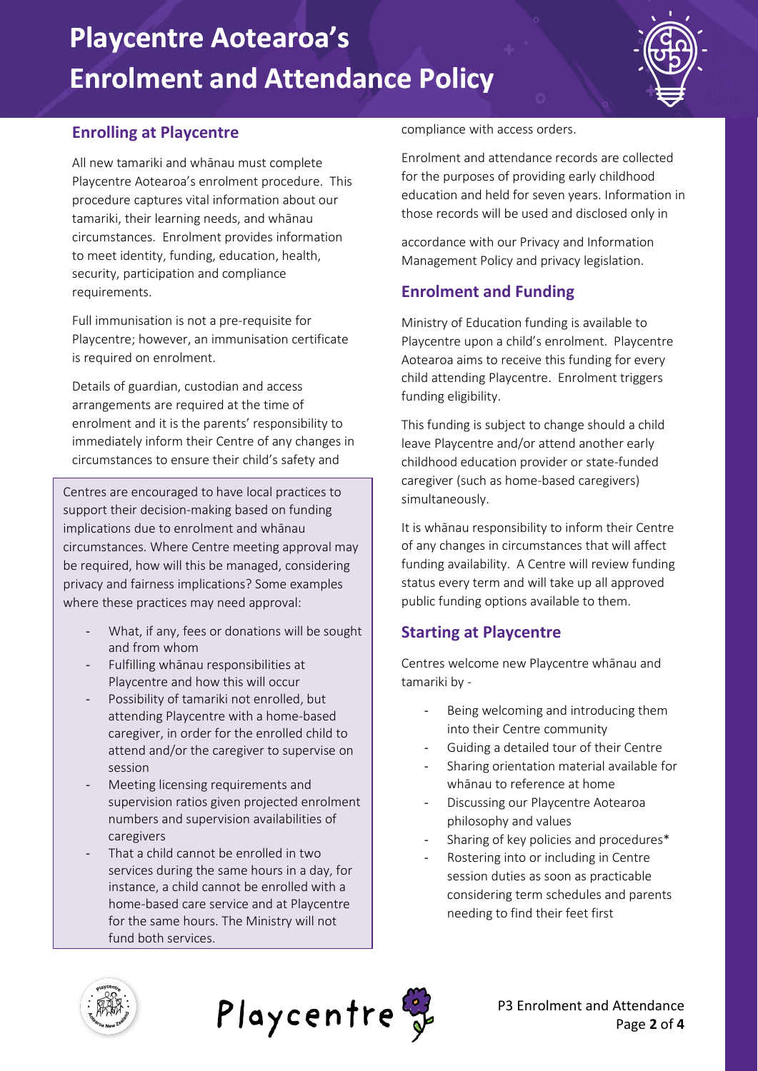## Enrolling at Playcentre

All new tamariki and whānau must complete Playcentre Aotearoa's enrolment procedure. This procedure captures vital information about our tamariki, their learning needs, and whānau circumstances. Enrolment provides information to meet identity, funding, education, health, security, participation and compliance requirements.

Full immunisation is not a pre-requisite for Playcentre; however, an immunisation certificate is required on enrolment.

Details of guardian, custodian and access arrangements are required at the time of enrolment and it is the parents' responsibility to immediately inform their Centre of any changes in circumstances to ensure their child's safety and compliance with access orders.

Enrolment and attendance records are collected for the purposes of providing early childhood education and held for seven years. Information in those records will be used and disclosed only in accordance with our Privacy and Information Management Policy and privacy legislation.

Centres are encouraged to have local practices to support their decision-making based on funding implications due to enrolment and whānau circumstances. Where Centre meeting approval may be required, how will this be managed, considering privacy and fairness implications? Some examples where these practices may need approval:

- What, if any, fees or donations will be sought and from whom
- Fulfilling whānau responsibilities at Playcentre and how this will occur
- Possibility of tamariki not enrolled, but attending Playcentre with a home-based caregiver, in order for the enrolled child to attend and/or the caregiver to supervise on session
- Meeting licensing requirements and supervision ratios given projected enrolment numbers and supervision availabilities of caregivers
- That a child cannot be enrolled in two services during the same hours in a day, for instance, a child cannot be enrolled with a home-based care service and at Playcentre for the same hours. The Ministry will not fund both services.

## Enrolment and Funding

Ministry of Education funding is available to Playcentre upon a child's enrolment. Playcentre Aotearoa aims to receive this funding for every child attending Playcentre. Enrolment triggers funding eligibility.

This funding is subject to change should a child leave Playcentre and/or attend another early childhood education provider or state-funded caregiver (such as home-based caregivers) simultaneously.

It is whānau responsibility to inform their Centre of any changes in circumstances that will affect funding availability. A Centre will review funding status every term and will take up all approved public funding options available to them.

## Starting at Playcentre

Centres welcome new Playcentre whānau and tamariki by -

- Being welcoming and introducing them into their Centre community
- Guiding a detailed tour of their Centre
- Sharing orientation material available for whānau to reference at home
- Discussing our Playcentre Aotearoa philosophy and values
- Sharing of key policies and procedures*
- Rostering into or including in Centre session duties as soon as practicable considering term schedules and parents needing to find their feet first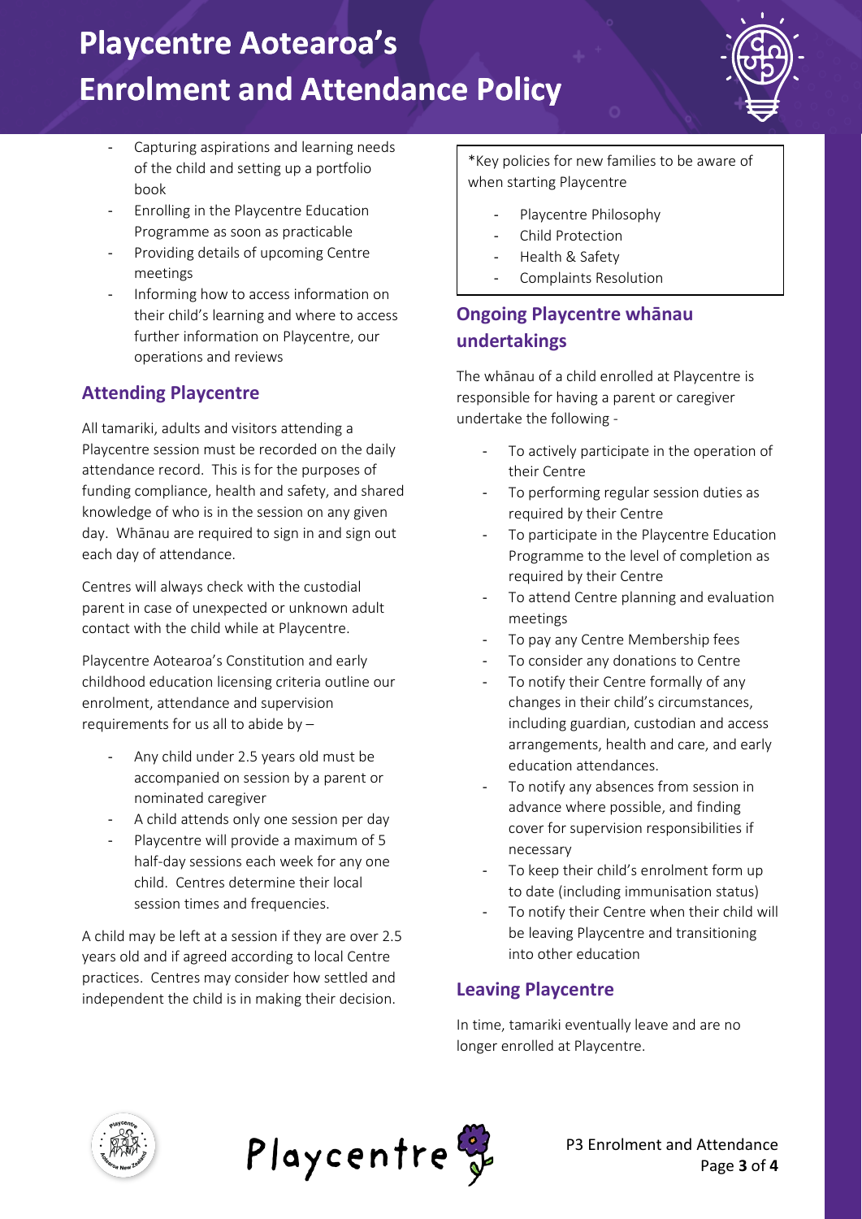- Capturing aspirations and learning needs of the child and setting up a portfolio book
- Enrolling in the Playcentre Education Programme as soon as practicable
- Providing details of upcoming Centre meetings
- Informing how to access information on their child's learning and where to access further information on Playcentre, our operations and reviews

## Attending Playcentre

All tamariki, adults and visitors attending a Playcentre session must be recorded on the daily attendance record. This is for the purposes of funding compliance, health and safety, and shared knowledge of who is in the session on any given day. Whānau are required to sign in and sign out each day of attendance.

Centres will always check with the custodial parent in case of unexpected or unknown adult contact with the child while at Playcentre.

Playcentre Aotearoa's Constitution and early childhood education licensing criteria outline our enrolment, attendance and supervision requirements for us all to abide by –

- Any child under 2.5 years old must be accompanied on session by a parent or nominated caregiver
- A child attends only one session per day
- Playcentre will provide a maximum of 5 half-day sessions each week for any one child. Centres determine their local session times and frequencies.

A child may be left at a session if they are over 2.5 years old and if agreed according to local Centre practices. Centres may consider how settled and independent the child is in making their decision.

*Key policies for new families to be aware of when starting Playcentre

- Playcentre Philosophy
- Child Protection
- Health & Safety
- Complaints Resolution

## Ongoing Playcentre whānau undertakings

The whānau of a child enrolled at Playcentre is responsible for having a parent or caregiver undertake the following -

- To actively participate in the operation of their Centre
- To performing regular session duties as required by their Centre
- To participate in the Playcentre Education Programme to the level of completion as required by their Centre
- To attend Centre planning and evaluation meetings
- To pay any Centre Membership fees
- To consider any donations to Centre
- To notify their Centre formally of any changes in their child's circumstances, including guardian, custodian and access arrangements, health and care, and early education attendances.
- To notify any absences from session in advance where possible, and finding cover for supervision responsibilities if necessary
- To keep their child's enrolment form up to date (including immunisation status)
- To notify their Centre when their child will be leaving Playcentre and transitioning into other education

## Leaving Playcentre

In time, tamariki eventually leave and are no longer enrolled at Playcentre.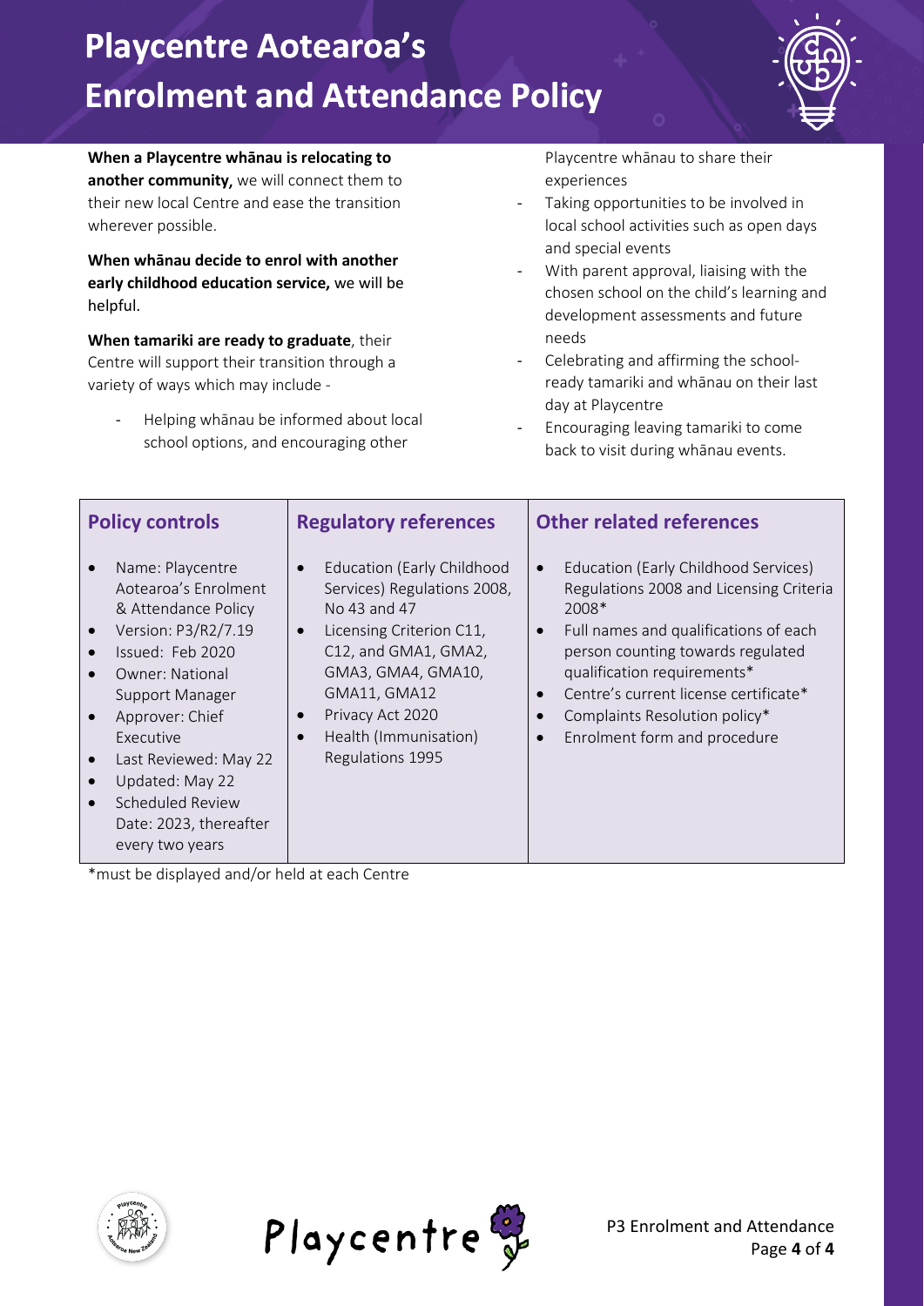**When a Playcentre whānau is relocating to another community,** we will connect them to their new local Centre and ease the transition wherever possible.

**When whānau decide to enrol with another early childhood education service,** we will be helpful.

**When tamariki are ready to graduate**, their Centre will support their transition through a variety of ways which may include -

- Helping whānau be informed about local school options, and encouraging other Playcentre whānau to share their experiences
- Taking opportunities to be involved in local school activities such as open days and special events
- With parent approval, liaising with the chosen school on the child's learning and development assessments and future needs
- Celebrating and affirming the school-ready tamariki and whānau on their last day at Playcentre
- Encouraging leaving tamariki to come back to visit during whānau events.

| Policy controls | Regulatory references | Other related references |
|---|---|---|
| • Name: Playcentre Aotearoa's Enrolment & Attendance Policy<br>• Version: P3/R2/7.19<br>• Issued: Feb 2020<br>• Owner: National Support Manager<br>• Approver: Chief Executive<br>• Last Reviewed: May 22<br>• Updated: May 22<br>• Scheduled Review Date: 2023, thereafter every two years | • Education (Early Childhood Services) Regulations 2008, No 43 and 47<br>• Licensing Criterion C11, C12, and GMA1, GMA2, GMA3, GMA4, GMA10, GMA11, GMA12<br>• Privacy Act 2020<br>• Health (Immunisation) Regulations 1995 | • Education (Early Childhood Services) Regulations 2008 and Licensing Criteria 2008*<br>• Full names and qualifications of each person counting towards regulated qualification requirements*<br>• Centre's current license certificate*<br>• Complaints Resolution policy*<br>• Enrolment form and procedure |

*must be displayed and/or held at each Centre